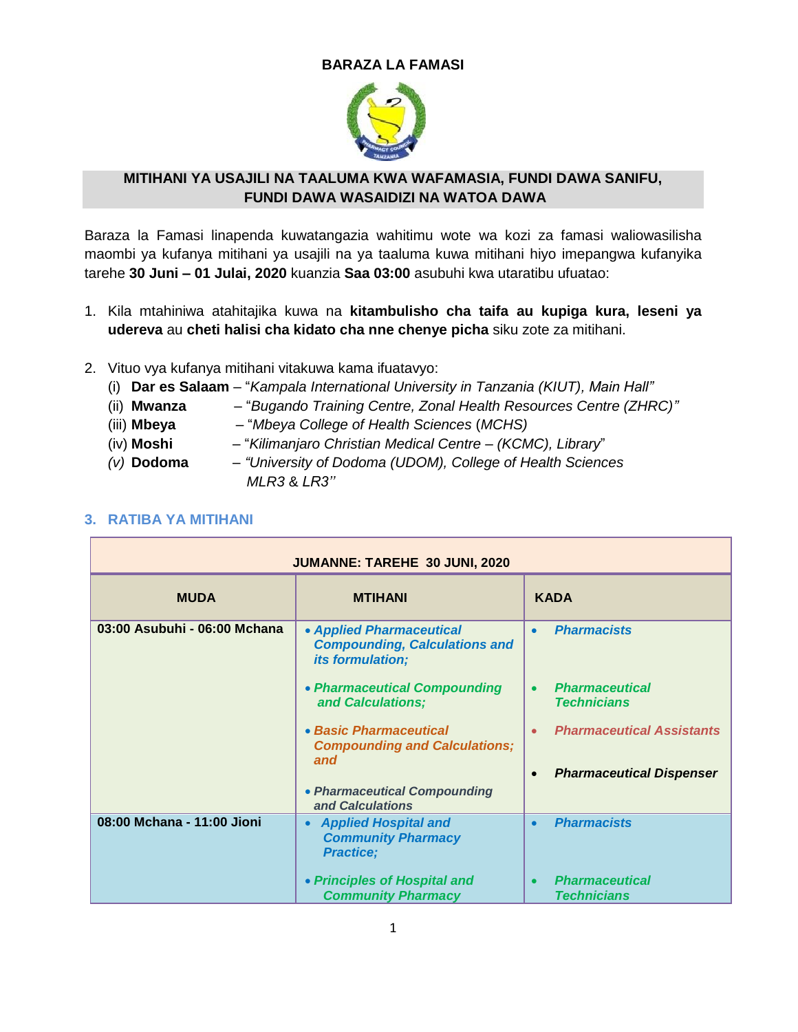**BARAZA LA FAMASI**

**MITIHANI YA USAJILI NA TAALUMA KWA WAFAMASIA, FUNDI DAWA SANIFU, FUNDI DAWA WASAIDIZI NA WATOA DAWA**

Baraza la Famasi linapenda kuwatangazia wahitimu wote wa kozi za famasi waliowasilisha maombi ya kufanya mitihani ya usajili na ya taaluma kuwa mitihani hiyo imepangwa kufanyika tarehe **30 Juni – 01 Julai, 2020** kuanzia **Saa 03:00** asubuhi kwa utaratibu ufuatao:

1. Kila mtahiniwa atahitajika kuwa na **kitambulisho cha taifa au kupiga kura, leseni ya udereva** au **cheti halisi cha kidato cha nne chenye picha** siku zote za mitihani.

2. Vituo vya kufanya mitihani vitakuwa kama ifuatavyo:
   - (i) **Dar es Salaam** – "*Kampala International University in Tanzania (KIUT), Main Hall*"
   - (ii) **Mwanza** – "*Bugando Training Centre, Zonal Health Resources Centre (ZHRC)*"
   - (iii) **Mbeya** – "*Mbeya College of Health Sciences* (*MCHS*)
   - (iv) **Moshi** – "*Kilimanjaro Christian Medical Centre – (KCMC), Library*"
   - *(v)* **Dodoma** – *"University of Dodoma (UDOM), College of Health Sciences MLR3* & *LR3"*

## 3. RATIBA YA MITIHANI

| **JUMANNE: TAREHE 30 JUNI, 2020** | | |
|---|---|---|
| **MUDA** | **MTIHANI** | **KADA** |
| **03:00 Asubuhi - 06:00 Mchana** | • ***Applied Pharmaceutical Compounding, Calculations and its formulation;*** <br> • ***Pharmaceutical Compounding and Calculations;*** <br> • ***Basic Pharmaceutical Compounding and Calculations; and*** <br> • ***Pharmaceutical Compounding and Calculations*** | • ***Pharmacists*** <br> • ***Pharmaceutical Technicians*** <br> • ***Pharmaceutical Assistants*** <br> • ***Pharmaceutical Dispenser*** |
| **08:00 Mchana - 11:00 Jioni** | • ***Applied Hospital and Community Pharmacy Practice;*** <br> • ***Principles of Hospital and Community Pharmacy*** | • ***Pharmacists*** <br> • ***Pharmaceutical Technicians*** |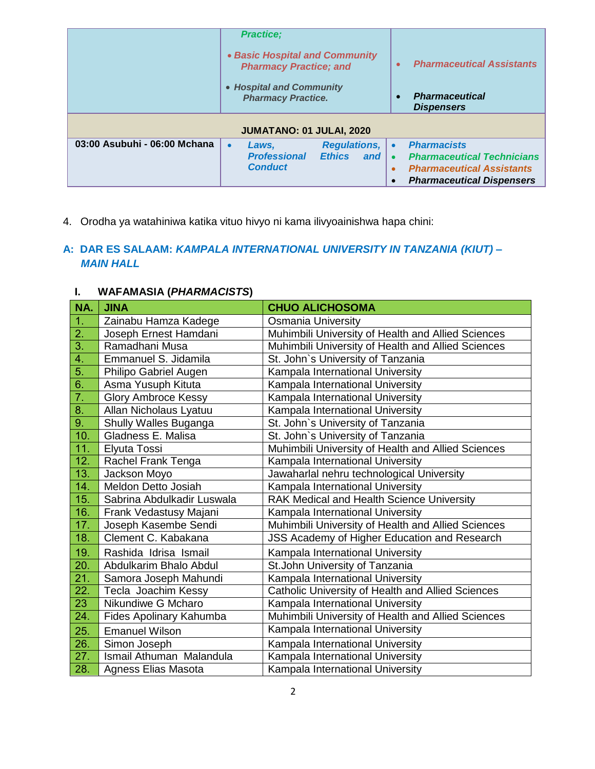| | | |
|---|---|---|
| | *Practice;* <br> • *Basic Hospital and Community Pharmacy Practice; and* <br> • *Hospital and Community Pharmacy Practice.* | • *Pharmaceutical Assistants* <br> • *Pharmaceutical Dispensers* |
| **JUMATANO: 01 JULAI, 2020** | | |
| **03:00 Asubuhi - 06:00 Mchana** | • *Laws, Regulations, Professional Ethics and Conduct* | • *Pharmacists* <br> • *Pharmaceutical Technicians* <br> • *Pharmaceutical Assistants* <br> • *Pharmaceutical Dispensers* |

4. Orodha ya watahiniwa katika vituo hivyo ni kama ilivyoainishwa hapa chini:

## A: DAR ES SALAAM: *KAMPALA INTERNATIONAL UNIVERSITY IN TANZANIA (KIUT) – MAIN HALL*

### I. WAFAMASIA (*PHARMACISTS*)

| NA. | JINA | CHUO ALICHOSOMA |
|---|---|---|
| 1. | Zainabu Hamza Kadege | Osmania University |
| 2. | Joseph Ernest Hamdani | Muhimbili University of Health and Allied Sciences |
| 3. | Ramadhani Musa | Muhimbili University of Health and Allied Sciences |
| 4. | Emmanuel S. Jidamila | St. John`s University of Tanzania |
| 5. | Philipo Gabriel Augen | Kampala International University |
| 6. | Asma Yusuph Kituta | Kampala International University |
| 7. | Glory Ambroce Kessy | Kampala International University |
| 8. | Allan Nicholaus Lyatuu | Kampala International University |
| 9. | Shully Walles Buganga | St. John`s University of Tanzania |
| 10. | Gladness E. Malisa | St. John`s University of Tanzania |
| 11. | Elyuta Tossi | Muhimbili University of Health and Allied Sciences |
| 12. | Rachel Frank Tenga | Kampala International University |
| 13. | Jackson Moyo | Jawaharlal nehru technological University |
| 14. | Meldon Detto Josiah | Kampala International University |
| 15. | Sabrina Abdulkadir Luswala | RAK Medical and Health Science University |
| 16. | Frank Vedastusy Majani | Kampala International University |
| 17. | Joseph Kasembe Sendi | Muhimbili University of Health and Allied Sciences |
| 18. | Clement C. Kabakana | JSS Academy of Higher Education and Research |
| 19. | Rashida Idrisa Ismail | Kampala International University |
| 20. | Abdulkarim Bhalo Abdul | St.John University of Tanzania |
| 21. | Samora Joseph Mahundi | Kampala International University |
| 22. | Tecla Joachim Kessy | Catholic University of Health and Allied Sciences |
| 23 | Nikundiwe G Mcharo | Kampala International University |
| 24. | Fides Apolinary Kahumba | Muhimbili University of Health and Allied Sciences |
| 25. | Emanuel Wilson | Kampala International University |
| 26. | Simon Joseph | Kampala International University |
| 27. | Ismail Athuman Malandula | Kampala International University |
| 28. | Agness Elias Masota | Kampala International University |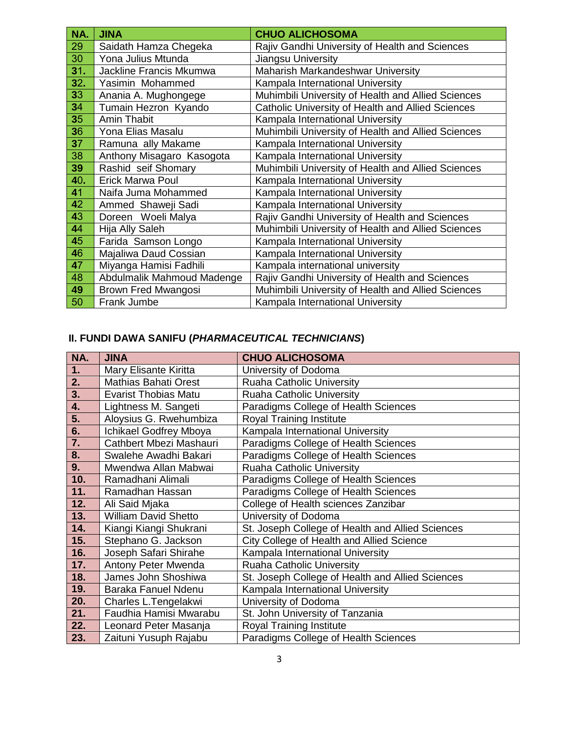| NA. | JINA | CHUO ALICHOSOMA |
|---|---|---|
| 29 | Saidath Hamza Chegeka | Rajiv Gandhi University of Health and Sciences |
| 30 | Yona Julius Mtunda | Jiangsu University |
| 31. | Jackline Francis Mkumwa | Maharish Markandeshwar University |
| 32. | Yasimin Mohammed | Kampala International University |
| 33 | Anania A. Mughongege | Muhimbili University of Health and Allied Sciences |
| 34 | Tumain Hezron Kyando | Catholic University of Health and Allied Sciences |
| 35 | Amin Thabit | Kampala International University |
| 36 | Yona Elias Masalu | Muhimbili University of Health and Allied Sciences |
| 37 | Ramuna ally Makame | Kampala International University |
| 38 | Anthony Misagaro Kasogota | Kampala International University |
| 39 | Rashid seif Shomary | Muhimbili University of Health and Allied Sciences |
| 40. | Erick Marwa Poul | Kampala International University |
| 41 | Naifa Juma Mohammed | Kampala International University |
| 42 | Ammed Shaweji Sadi | Kampala International University |
| 43 | Doreen Woeli Malya | Rajiv Gandhi University of Health and Sciences |
| 44 | Hija Ally Saleh | Muhimbili University of Health and Allied Sciences |
| 45 | Farida Samson Longo | Kampala International University |
| 46 | Majaliwa Daud Cossian | Kampala International University |
| 47 | Miyanga Hamisi Fadhili | Kampala international university |
| 48 | Abdulmalik Mahmoud Madenge | Rajiv Gandhi University of Health and Sciences |
| 49 | Brown Fred Mwangosi | Muhimbili University of Health and Allied Sciences |
| 50 | Frank Jumbe | Kampala International University |

## II. FUNDI DAWA SANIFU (*PHARMACEUTICAL TECHNICIANS*)

| NA. | JINA | CHUO ALICHOSOMA |
|---|---|---|
| 1. | Mary Elisante Kiritta | University of Dodoma |
| 2. | Mathias Bahati Orest | Ruaha Catholic University |
| 3. | Evarist Thobias Matu | Ruaha Catholic University |
| 4. | Lightness M. Sangeti | Paradigms College of Health Sciences |
| 5. | Aloysius G. Rwehumbiza | Royal Training Institute |
| 6. | Ichikael Godfrey Mboya | Kampala International University |
| 7. | Cathbert Mbezi Mashauri | Paradigms College of Health Sciences |
| 8. | Swalehe Awadhi Bakari | Paradigms College of Health Sciences |
| 9. | Mwendwa Allan Mabwai | Ruaha Catholic University |
| 10. | Ramadhani Alimali | Paradigms College of Health Sciences |
| 11. | Ramadhan Hassan | Paradigms College of Health Sciences |
| 12. | Ali Said Mjaka | College of Health sciences Zanzibar |
| 13. | William David Shetto | University of Dodoma |
| 14. | Kiangi Kiangi Shukrani | St. Joseph College of Health and Allied Sciences |
| 15. | Stephano G. Jackson | City College of Health and Allied Science |
| 16. | Joseph Safari Shirahe | Kampala International University |
| 17. | Antony Peter Mwenda | Ruaha Catholic University |
| 18. | James John Shoshiwa | St. Joseph College of Health and Allied Sciences |
| 19. | Baraka Fanuel Ndenu | Kampala International University |
| 20. | Charles L.Tengelakwi | University of Dodoma |
| 21. | Faudhia Hamisi Mwarabu | St. John University of Tanzania |
| 22. | Leonard Peter Masanja | Royal Training Institute |
| 23. | Zaituni Yusuph Rajabu | Paradigms College of Health Sciences |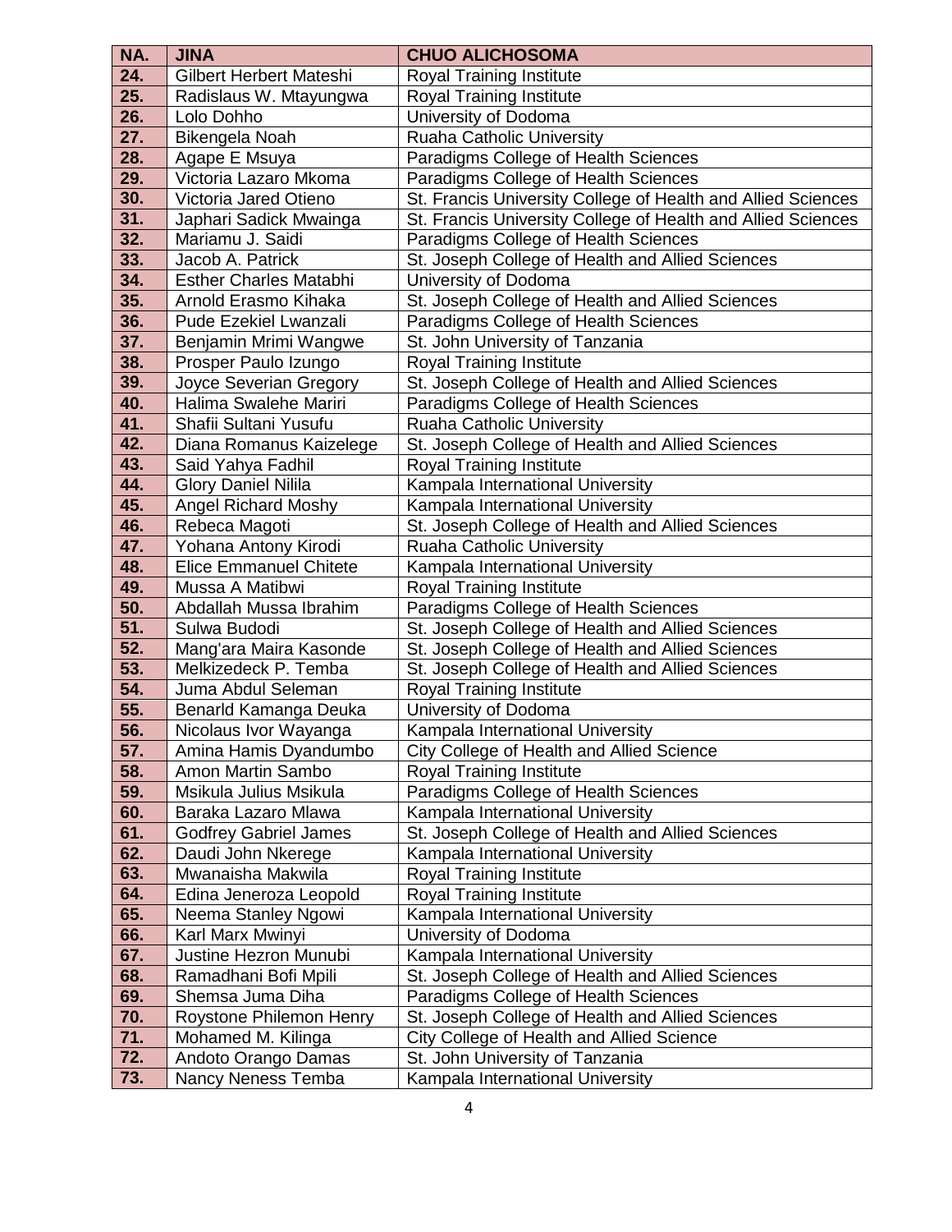| NA. | JINA | CHUO ALICHOSOMA |
|---|---|---|
| 24. | Gilbert Herbert Mateshi | Royal Training Institute |
| 25. | Radislaus W. Mtayungwa | Royal Training Institute |
| 26. | Lolo Dohho | University of Dodoma |
| 27. | Bikengela Noah | Ruaha Catholic University |
| 28. | Agape E Msuya | Paradigms College of Health Sciences |
| 29. | Victoria Lazaro Mkoma | Paradigms College of Health Sciences |
| 30. | Victoria Jared Otieno | St. Francis University College of Health and Allied Sciences |
| 31. | Japhari Sadick Mwainga | St. Francis University College of Health and Allied Sciences |
| 32. | Mariamu J. Saidi | Paradigms College of Health Sciences |
| 33. | Jacob A. Patrick | St. Joseph College of Health and Allied Sciences |
| 34. | Esther Charles Matabhi | University of Dodoma |
| 35. | Arnold Erasmo Kihaka | St. Joseph College of Health and Allied Sciences |
| 36. | Pude Ezekiel Lwanzali | Paradigms College of Health Sciences |
| 37. | Benjamin Mrimi Wangwe | St. John University of Tanzania |
| 38. | Prosper Paulo Izungo | Royal Training Institute |
| 39. | Joyce Severian Gregory | St. Joseph College of Health and Allied Sciences |
| 40. | Halima Swalehe Mariri | Paradigms College of Health Sciences |
| 41. | Shafii Sultani Yusufu | Ruaha Catholic University |
| 42. | Diana Romanus Kaizelege | St. Joseph College of Health and Allied Sciences |
| 43. | Said Yahya Fadhil | Royal Training Institute |
| 44. | Glory Daniel Nilila | Kampala International University |
| 45. | Angel Richard Moshy | Kampala International University |
| 46. | Rebeca Magoti | St. Joseph College of Health and Allied Sciences |
| 47. | Yohana Antony Kirodi | Ruaha Catholic University |
| 48. | Elice Emmanuel Chitete | Kampala International University |
| 49. | Mussa A Matibwi | Royal Training Institute |
| 50. | Abdallah Mussa Ibrahim | Paradigms College of Health Sciences |
| 51. | Sulwa Budodi | St. Joseph College of Health and Allied Sciences |
| 52. | Mang'ara Maira Kasonde | St. Joseph College of Health and Allied Sciences |
| 53. | Melkizedeck P. Temba | St. Joseph College of Health and Allied Sciences |
| 54. | Juma Abdul Seleman | Royal Training Institute |
| 55. | Benarld Kamanga Deuka | University of Dodoma |
| 56. | Nicolaus Ivor Wayanga | Kampala International University |
| 57. | Amina Hamis Dyandumbo | City College of Health and Allied Science |
| 58. | Amon Martin Sambo | Royal Training Institute |
| 59. | Msikula Julius Msikula | Paradigms College of Health Sciences |
| 60. | Baraka Lazaro Mlawa | Kampala International University |
| 61. | Godfrey Gabriel James | St. Joseph College of Health and Allied Sciences |
| 62. | Daudi John Nkerege | Kampala International University |
| 63. | Mwanaisha Makwila | Royal Training Institute |
| 64. | Edina Jeneroza Leopold | Royal Training Institute |
| 65. | Neema Stanley Ngowi | Kampala International University |
| 66. | Karl Marx Mwinyi | University of Dodoma |
| 67. | Justine Hezron Munubi | Kampala International University |
| 68. | Ramadhani Bofi Mpili | St. Joseph College of Health and Allied Sciences |
| 69. | Shemsa Juma Diha | Paradigms College of Health Sciences |
| 70. | Roystone Philemon Henry | St. Joseph College of Health and Allied Sciences |
| 71. | Mohamed M. Kilinga | City College of Health and Allied Science |
| 72. | Andoto Orango Damas | St. John University of Tanzania |
| 73. | Nancy Neness Temba | Kampala International University |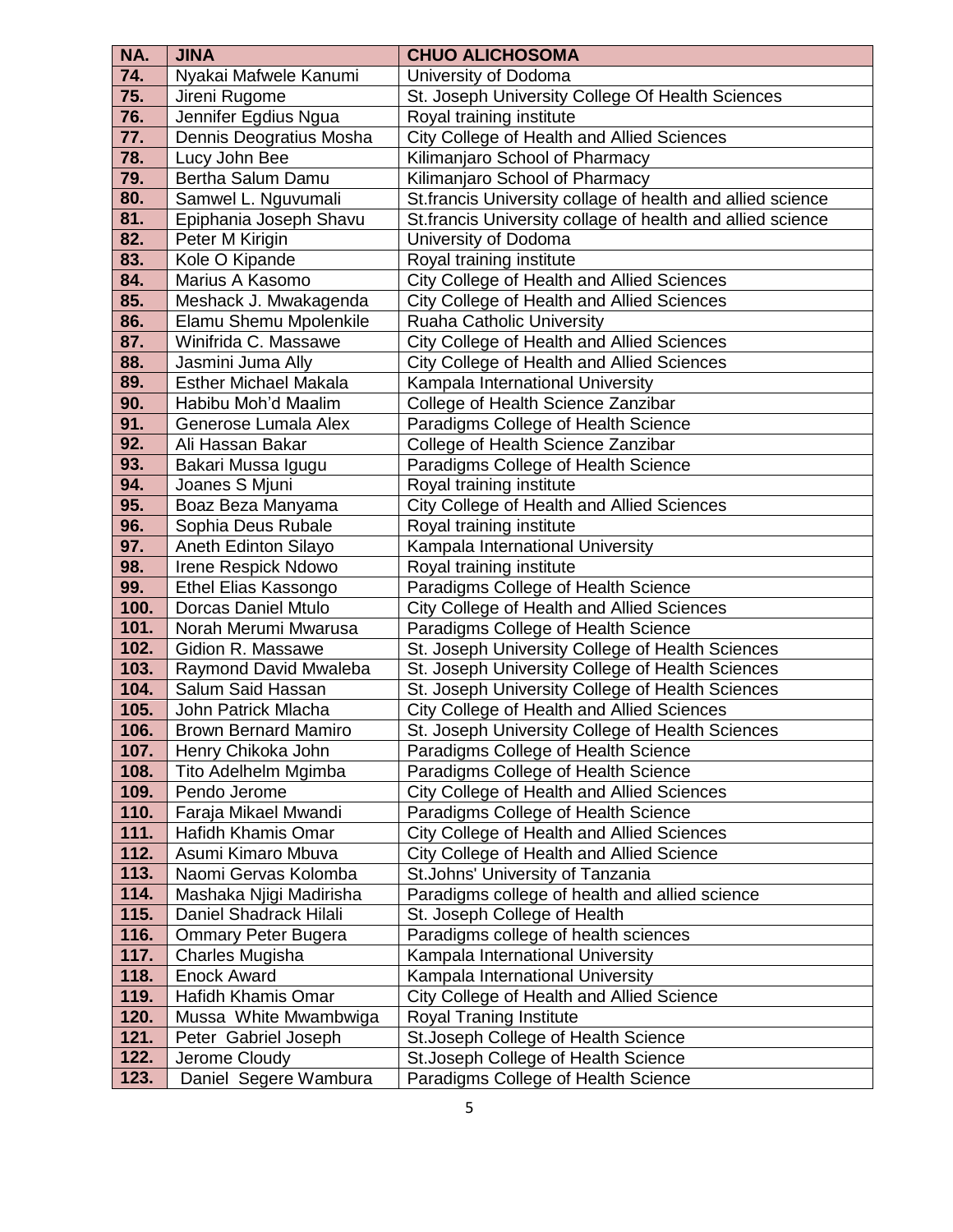| NA. | JINA | CHUO ALICHOSOMA |
| --- | --- | --- |
| 74. | Nyakai Mafwele Kanumi | University of Dodoma |
| 75. | Jireni Rugome | St. Joseph University College Of Health Sciences |
| 76. | Jennifer Egdius Ngua | Royal training institute |
| 77. | Dennis Deogratius Mosha | City College of Health and Allied Sciences |
| 78. | Lucy John Bee | Kilimanjaro School of Pharmacy |
| 79. | Bertha Salum Damu | Kilimanjaro School of Pharmacy |
| 80. | Samwel L. Nguvumali | St.francis University collage of health and allied science |
| 81. | Epiphania Joseph Shavu | St.francis University collage of health and allied science |
| 82. | Peter M Kirigin | University of Dodoma |
| 83. | Kole O Kipande | Royal training institute |
| 84. | Marius A Kasomo | City College of Health and Allied Sciences |
| 85. | Meshack J. Mwakagenda | City College of Health and Allied Sciences |
| 86. | Elamu Shemu Mpolenkile | Ruaha Catholic University |
| 87. | Winifrida C. Massawe | City College of Health and Allied Sciences |
| 88. | Jasmini Juma Ally | City College of Health and Allied Sciences |
| 89. | Esther Michael Makala | Kampala International University |
| 90. | Habibu Moh'd Maalim | College of Health Science Zanzibar |
| 91. | Generose Lumala Alex | Paradigms College of Health Science |
| 92. | Ali Hassan Bakar | College of Health Science Zanzibar |
| 93. | Bakari Mussa Igugu | Paradigms College of Health Science |
| 94. | Joanes S Mjuni | Royal training institute |
| 95. | Boaz Beza Manyama | City College of Health and Allied Sciences |
| 96. | Sophia Deus Rubale | Royal training institute |
| 97. | Aneth Edinton Silayo | Kampala International University |
| 98. | Irene Respick Ndowo | Royal training institute |
| 99. | Ethel Elias Kassongo | Paradigms College of Health Science |
| 100. | Dorcas Daniel Mtulo | City College of Health and Allied Sciences |
| 101. | Norah Merumi Mwarusa | Paradigms College of Health Science |
| 102. | Gidion R. Massawe | St. Joseph University College of Health Sciences |
| 103. | Raymond David Mwaleba | St. Joseph University College of Health Sciences |
| 104. | Salum Said Hassan | St. Joseph University College of Health Sciences |
| 105. | John Patrick Mlacha | City College of Health and Allied Sciences |
| 106. | Brown Bernard Mamiro | St. Joseph University College of Health Sciences |
| 107. | Henry Chikoka John | Paradigms College of Health Science |
| 108. | Tito Adelhelm Mgimba | Paradigms College of Health Science |
| 109. | Pendo Jerome | City College of Health and Allied Sciences |
| 110. | Faraja Mikael Mwandi | Paradigms College of Health Science |
| 111. | Hafidh Khamis Omar | City College of Health and Allied Sciences |
| 112. | Asumi Kimaro Mbuva | City College of Health and Allied Science |
| 113. | Naomi Gervas Kolomba | St.Johns' University of Tanzania |
| 114. | Mashaka Njigi Madirisha | Paradigms college of health and allied science |
| 115. | Daniel Shadrack Hilali | St. Joseph College of Health |
| 116. | Ommary Peter Bugera | Paradigms college of health sciences |
| 117. | Charles Mugisha | Kampala International University |
| 118. | Enock Award | Kampala International University |
| 119. | Hafidh Khamis Omar | City College of Health and Allied Science |
| 120. | Mussa White Mwambwiga | Royal Traning Institute |
| 121. | Peter Gabriel Joseph | St.Joseph College of Health Science |
| 122. | Jerome Cloudy | St.Joseph College of Health Science |
| 123. | Daniel Segere Wambura | Paradigms College of Health Science |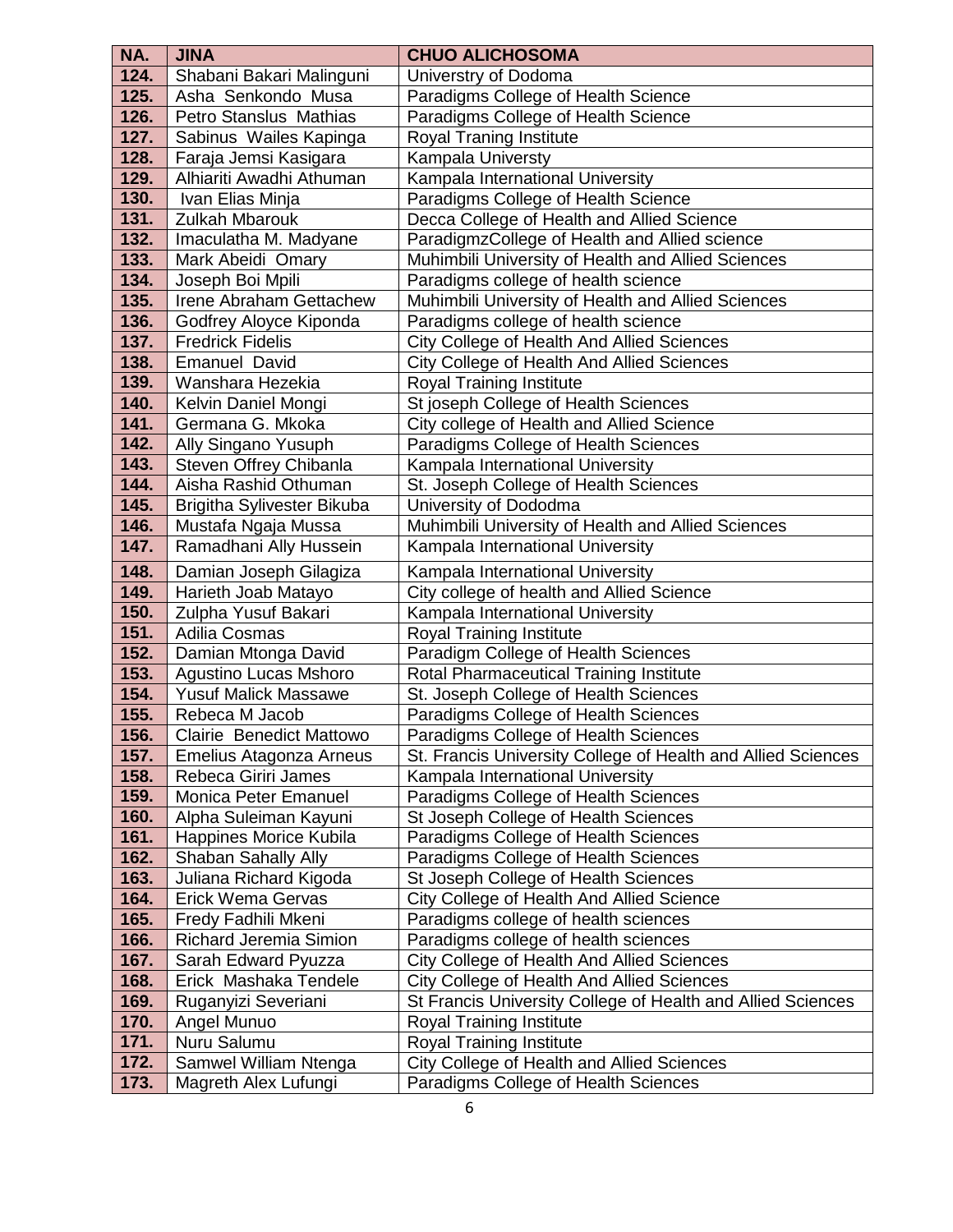| NA. | JINA | CHUO ALICHOSOMA |
|---|---|---|
| 124. | Shabani Bakari Malinguni | Universtry of Dodoma |
| 125. | Asha Senkondo Musa | Paradigms College of Health Science |
| 126. | Petro Stanslus Mathias | Paradigms College of Health Science |
| 127. | Sabinus Wailes Kapinga | Royal Traning Institute |
| 128. | Faraja Jemsi Kasigara | Kampala Universty |
| 129. | Alhiariti Awadhi Athuman | Kampala International University |
| 130. | Ivan Elias Minja | Paradigms College of Health Science |
| 131. | Zulkah Mbarouk | Decca College of Health and Allied Science |
| 132. | Imaculatha M. Madyane | ParadigmzCollege of Health and Allied science |
| 133. | Mark Abeidi Omary | Muhimbili University of Health and Allied Sciences |
| 134. | Joseph Boi Mpili | Paradigms college of health science |
| 135. | Irene Abraham Gettachew | Muhimbili University of Health and Allied Sciences |
| 136. | Godfrey Aloyce Kiponda | Paradigms college of health science |
| 137. | Fredrick Fidelis | City College of Health And Allied Sciences |
| 138. | Emanuel David | City College of Health And Allied Sciences |
| 139. | Wanshara Hezekia | Royal Training Institute |
| 140. | Kelvin Daniel Mongi | St joseph College of Health Sciences |
| 141. | Germana G. Mkoka | City college of Health and Allied Science |
| 142. | Ally Singano Yusuph | Paradigms College of Health Sciences |
| 143. | Steven Offrey Chibanla | Kampala International University |
| 144. | Aisha Rashid Othuman | St. Joseph College of Health Sciences |
| 145. | Brigitha Sylivester Bikuba | University of Dododma |
| 146. | Mustafa Ngaja Mussa | Muhimbili University of Health and Allied Sciences |
| 147. | Ramadhani Ally Hussein | Kampala International University |
| 148. | Damian Joseph Gilagiza | Kampala International University |
| 149. | Harieth Joab Matayo | City college of health and Allied Science |
| 150. | Zulpha Yusuf Bakari | Kampala International University |
| 151. | Adilia Cosmas | Royal Training Institute |
| 152. | Damian Mtonga David | Paradigm College of Health Sciences |
| 153. | Agustino Lucas Mshoro | Rotal Pharmaceutical Training Institute |
| 154. | Yusuf Malick Massawe | St. Joseph College of Health Sciences |
| 155. | Rebeca M Jacob | Paradigms College of Health Sciences |
| 156. | Clairie Benedict Mattowo | Paradigms College of Health Sciences |
| 157. | Emelius Atagonza Arneus | St. Francis University College of Health and Allied Sciences |
| 158. | Rebeca Giriri James | Kampala International University |
| 159. | Monica Peter Emanuel | Paradigms College of Health Sciences |
| 160. | Alpha Suleiman Kayuni | St Joseph College of Health Sciences |
| 161. | Happines Morice Kubila | Paradigms College of Health Sciences |
| 162. | Shaban Sahally Ally | Paradigms College of Health Sciences |
| 163. | Juliana Richard Kigoda | St Joseph College of Health Sciences |
| 164. | Erick Wema Gervas | City College of Health And Allied Science |
| 165. | Fredy Fadhili Mkeni | Paradigms college of health sciences |
| 166. | Richard Jeremia Simion | Paradigms college of health sciences |
| 167. | Sarah Edward Pyuzza | City College of Health And Allied Sciences |
| 168. | Erick Mashaka Tendele | City College of Health And Allied Sciences |
| 169. | Ruganyizi Severiani | St Francis University College of Health and Allied Sciences |
| 170. | Angel Munuo | Royal Training Institute |
| 171. | Nuru Salumu | Royal Training Institute |
| 172. | Samwel William Ntenga | City College of Health and Allied Sciences |
| 173. | Magreth Alex Lufungi | Paradigms College of Health Sciences |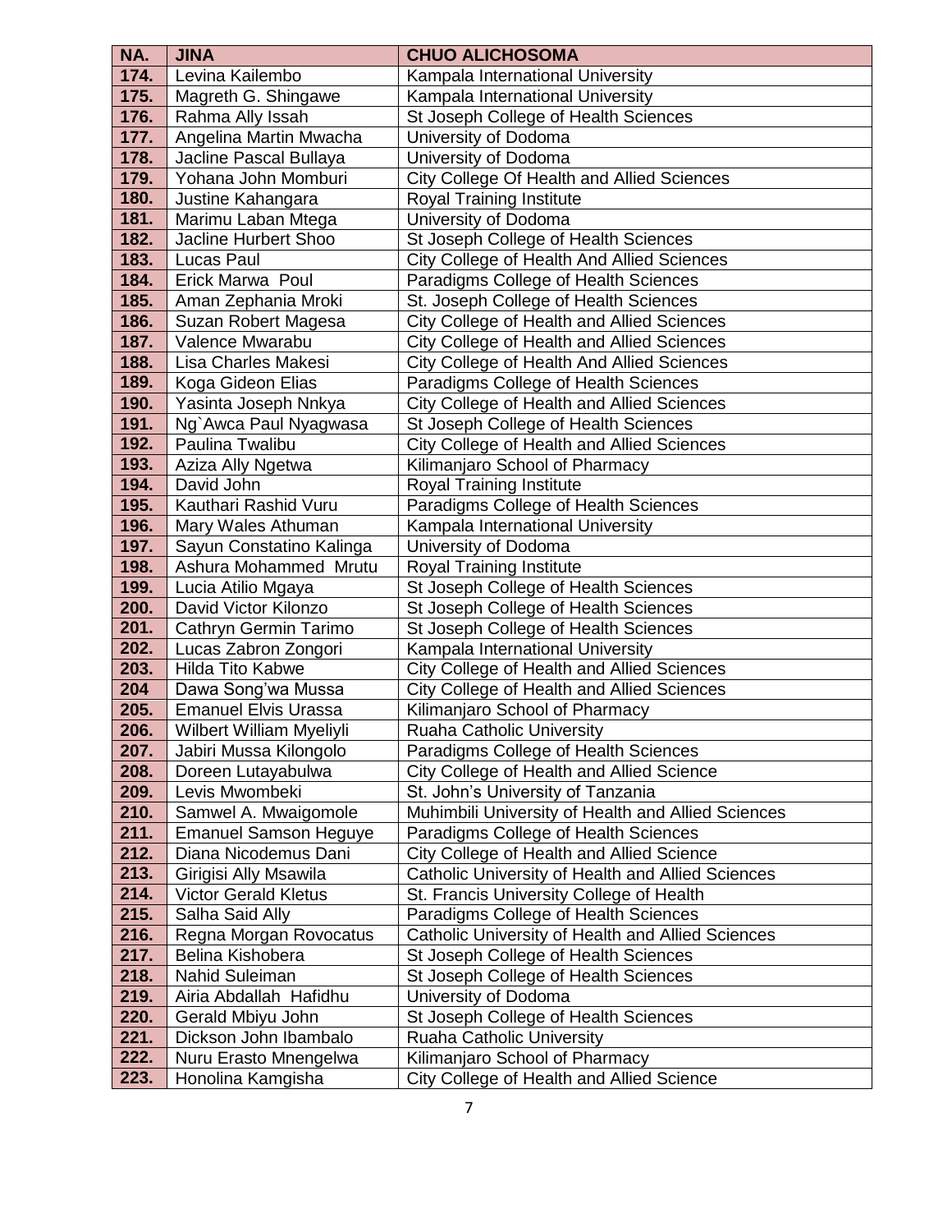| NA. | JINA | CHUO ALICHOSOMA |
| --- | --- | --- |
| 174. | Levina Kailembo | Kampala International University |
| 175. | Magreth G. Shingawe | Kampala International University |
| 176. | Rahma Ally Issah | St Joseph College of Health Sciences |
| 177. | Angelina Martin Mwacha | University of Dodoma |
| 178. | Jacline Pascal Bullaya | University of Dodoma |
| 179. | Yohana John Momburi | City College Of Health and Allied Sciences |
| 180. | Justine Kahangara | Royal Training Institute |
| 181. | Marimu Laban Mtega | University of Dodoma |
| 182. | Jacline Hurbert Shoo | St Joseph College of Health Sciences |
| 183. | Lucas Paul | City College of Health And Allied Sciences |
| 184. | Erick Marwa Poul | Paradigms College of Health Sciences |
| 185. | Aman Zephania Mroki | St. Joseph College of Health Sciences |
| 186. | Suzan Robert Magesa | City College of Health and Allied Sciences |
| 187. | Valence Mwarabu | City College of Health and Allied Sciences |
| 188. | Lisa Charles Makesi | City College of Health And Allied Sciences |
| 189. | Koga Gideon Elias | Paradigms College of Health Sciences |
| 190. | Yasinta Joseph Nnkya | City College of Health and Allied Sciences |
| 191. | Ng`Awca Paul Nyagwasa | St Joseph College of Health Sciences |
| 192. | Paulina Twalibu | City College of Health and Allied Sciences |
| 193. | Aziza Ally Ngetwa | Kilimanjaro School of Pharmacy |
| 194. | David John | Royal Training Institute |
| 195. | Kauthari Rashid Vuru | Paradigms College of Health Sciences |
| 196. | Mary Wales Athuman | Kampala International University |
| 197. | Sayun Constatino Kalinga | University of Dodoma |
| 198. | Ashura Mohammed Mrutu | Royal Training Institute |
| 199. | Lucia Atilio Mgaya | St Joseph College of Health Sciences |
| 200. | David Victor Kilonzo | St Joseph College of Health Sciences |
| 201. | Cathryn Germin Tarimo | St Joseph College of Health Sciences |
| 202. | Lucas Zabron Zongori | Kampala International University |
| 203. | Hilda Tito Kabwe | City College of Health and Allied Sciences |
| 204 | Dawa Song'wa Mussa | City College of Health and Allied Sciences |
| 205. | Emanuel Elvis Urassa | Kilimanjaro School of Pharmacy |
| 206. | Wilbert William Myeliyli | Ruaha Catholic University |
| 207. | Jabiri Mussa Kilongolo | Paradigms College of Health Sciences |
| 208. | Doreen Lutayabulwa | City College of Health and Allied Science |
| 209. | Levis Mwombeki | St. John's University of Tanzania |
| 210. | Samwel A. Mwaigomole | Muhimbili University of Health and Allied Sciences |
| 211. | Emanuel Samson Heguye | Paradigms College of Health Sciences |
| 212. | Diana Nicodemus Dani | City College of Health and Allied Science |
| 213. | Girigisi Ally Msawila | Catholic University of Health and Allied Sciences |
| 214. | Victor Gerald Kletus | St. Francis University College of Health |
| 215. | Salha Said Ally | Paradigms College of Health Sciences |
| 216. | Regna Morgan Rovocatus | Catholic University of Health and Allied Sciences |
| 217. | Belina Kishobera | St Joseph College of Health Sciences |
| 218. | Nahid Suleiman | St Joseph College of Health Sciences |
| 219. | Airia Abdallah Hafidhu | University of Dodoma |
| 220. | Gerald Mbiyu John | St Joseph College of Health Sciences |
| 221. | Dickson John Ibambalo | Ruaha Catholic University |
| 222. | Nuru Erasto Mnengelwa | Kilimanjaro School of Pharmacy |
| 223. | Honolina Kamgisha | City College of Health and Allied Science |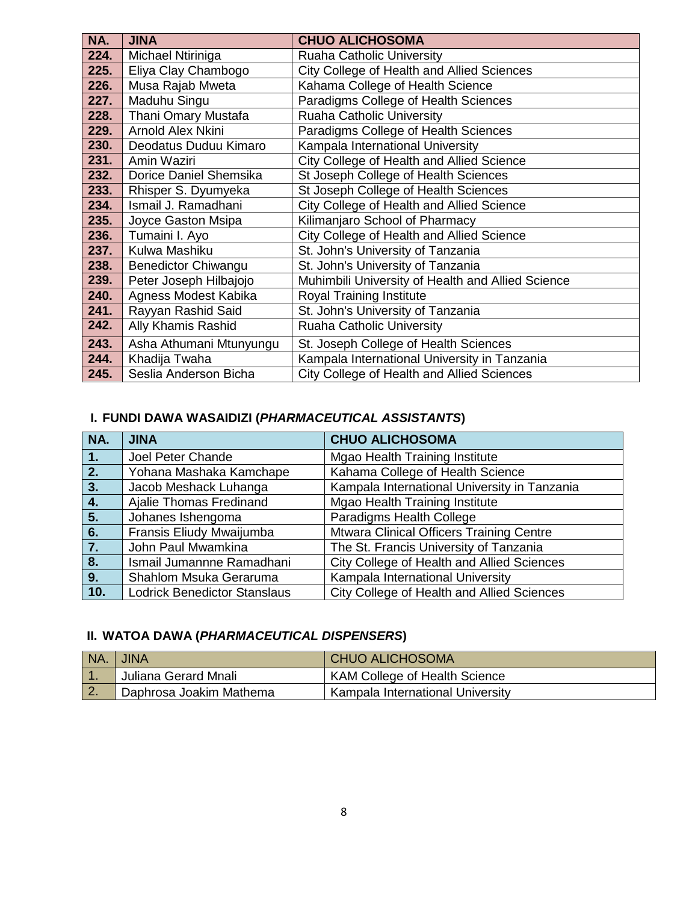| NA. | JINA | CHUO ALICHOSOMA |
|---|---|---|
| 224. | Michael Ntiriniga | Ruaha Catholic University |
| 225. | Eliya Clay Chambogo | City College of Health and Allied Sciences |
| 226. | Musa Rajab Mweta | Kahama College of Health Science |
| 227. | Maduhu Singu | Paradigms College of Health Sciences |
| 228. | Thani Omary Mustafa | Ruaha Catholic University |
| 229. | Arnold Alex Nkini | Paradigms College of Health Sciences |
| 230. | Deodatus Duduu Kimaro | Kampala International University |
| 231. | Amin Waziri | City College of Health and Allied Science |
| 232. | Dorice Daniel Shemsika | St Joseph College of Health Sciences |
| 233. | Rhisper S. Dyumyeka | St Joseph College of Health Sciences |
| 234. | Ismail J. Ramadhani | City College of Health and Allied Science |
| 235. | Joyce Gaston Msipa | Kilimanjaro School of Pharmacy |
| 236. | Tumaini I. Ayo | City College of Health and Allied Science |
| 237. | Kulwa Mashiku | St. John's University of Tanzania |
| 238. | Benedictor Chiwangu | St. John's University of Tanzania |
| 239. | Peter Joseph Hilbajojo | Muhimbili University of Health and Allied Science |
| 240. | Agness Modest Kabika | Royal Training Institute |
| 241. | Rayyan Rashid Said | St. John's University of Tanzania |
| 242. | Ally Khamis Rashid | Ruaha Catholic University |
| 243. | Asha Athumani Mtunyungu | St. Joseph College of Health Sciences |
| 244. | Khadija Twaha | Kampala International University in Tanzania |
| 245. | Seslia Anderson Bicha | City College of Health and Allied Sciences |

## I. FUNDI DAWA WASAIDIZI (*PHARMACEUTICAL ASSISTANTS*)

| NA. | JINA | CHUO ALICHOSOMA |
|---|---|---|
| 1. | Joel Peter Chande | Mgao Health Training Institute |
| 2. | Yohana Mashaka Kamchape | Kahama College of Health Science |
| 3. | Jacob Meshack Luhanga | Kampala International University in Tanzania |
| 4. | Ajalie Thomas Fredinand | Mgao Health Training Institute |
| 5. | Johanes Ishengoma | Paradigms Health College |
| 6. | Fransis Eliudy Mwaijumba | Mtwara Clinical Officers Training Centre |
| 7. | John Paul Mwamkina | The St. Francis University of Tanzania |
| 8. | Ismail Jumannne Ramadhani | City College of Health and Allied Sciences |
| 9. | Shahlom Msuka Geraruma | Kampala International University |
| 10. | Lodrick Benedictor Stanslaus | City College of Health and Allied Sciences |

## II. WATOA DAWA (*PHARMACEUTICAL DISPENSERS*)

| NA. | JINA | CHUO ALICHOSOMA |
|---|---|---|
| 1. | Juliana Gerard Mnali | KAM College of Health Science |
| 2. | Daphrosa Joakim Mathema | Kampala International University |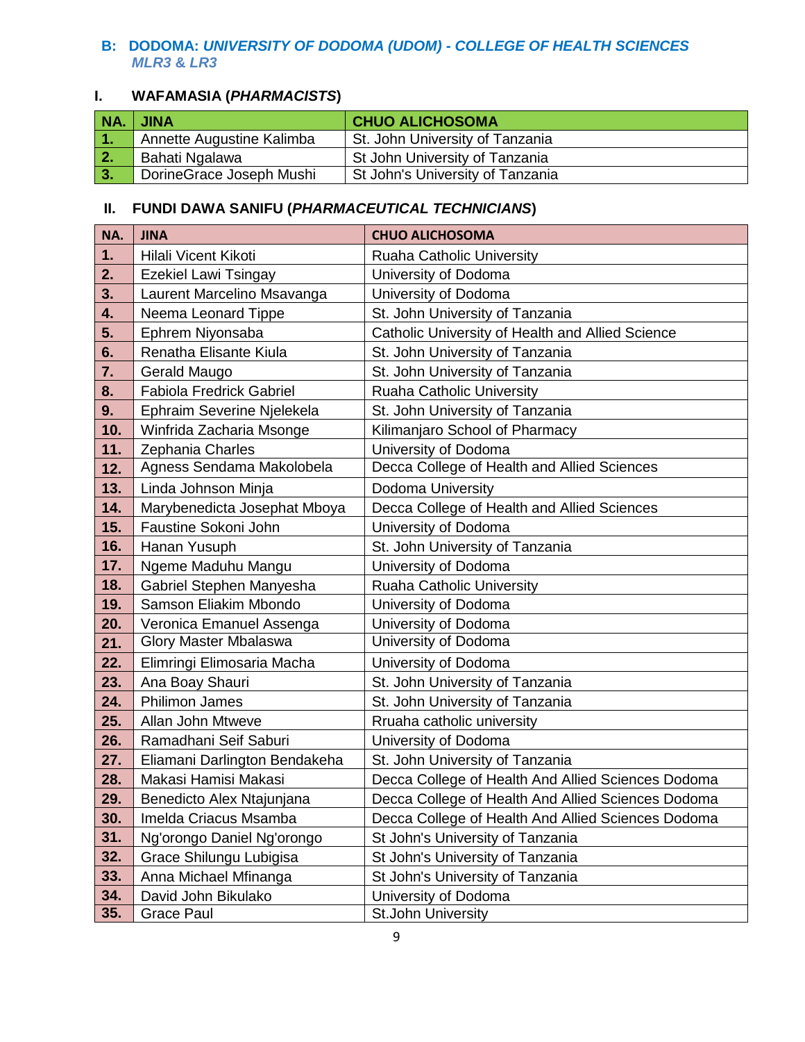## B: DODOMA: *UNIVERSITY OF DODOMA (UDOM) - COLLEGE OF HEALTH SCIENCES*
### *MLR3 & LR3*

### I. WAFAMASIA (*PHARMACISTS*)

| NA. | JINA | CHUO ALICHOSOMA |
|---|---|---|
| 1. | Annette Augustine Kalimba | St. John University of Tanzania |
| 2. | Bahati Ngalawa | St John University of Tanzania |
| 3. | DorineGrace Joseph Mushi | St John's University of Tanzania |

### II. FUNDI DAWA SANIFU (*PHARMACEUTICAL TECHNICIANS*)

| NA. | JINA | CHUO ALICHOSOMA |
|---|---|---|
| 1. | Hilali Vicent Kikoti | Ruaha Catholic University |
| 2. | Ezekiel Lawi Tsingay | University of Dodoma |
| 3. | Laurent Marcelino Msavanga | University of Dodoma |
| 4. | Neema Leonard Tippe | St. John University of Tanzania |
| 5. | Ephrem Niyonsaba | Catholic University of Health and Allied Science |
| 6. | Renatha Elisante Kiula | St. John University of Tanzania |
| 7. | Gerald Maugo | St. John University of Tanzania |
| 8. | Fabiola Fredrick Gabriel | Ruaha Catholic University |
| 9. | Ephraim Severine Njelekela | St. John University of Tanzania |
| 10. | Winfrida Zacharia Msonge | Kilimanjaro School of Pharmacy |
| 11. | Zephania Charles | University of Dodoma |
| 12. | Agness Sendama Makolobela | Decca College of Health and Allied Sciences |
| 13. | Linda Johnson Minja | Dodoma University |
| 14. | Marybenedicta Josephat Mboya | Decca College of Health and Allied Sciences |
| 15. | Faustine Sokoni John | University of Dodoma |
| 16. | Hanan Yusuph | St. John University of Tanzania |
| 17. | Ngeme Maduhu Mangu | University of Dodoma |
| 18. | Gabriel Stephen Manyesha | Ruaha Catholic University |
| 19. | Samson Eliakim Mbondo | University of Dodoma |
| 20. | Veronica Emanuel Assenga | University of Dodoma |
| 21. | Glory Master Mbalaswa | University of Dodoma |
| 22. | Elimringi Elimosaria Macha | University of Dodoma |
| 23. | Ana Boay Shauri | St. John University of Tanzania |
| 24. | Philimon James | St. John University of Tanzania |
| 25. | Allan John Mtweve | Rruaha catholic university |
| 26. | Ramadhani Seif Saburi | University of Dodoma |
| 27. | Eliamani Darlington Bendakeha | St. John University of Tanzania |
| 28. | Makasi Hamisi Makasi | Decca College of Health And Allied Sciences Dodoma |
| 29. | Benedicto Alex Ntajunjana | Decca College of Health And Allied Sciences Dodoma |
| 30. | Imelda Criacus Msamba | Decca College of Health And Allied Sciences Dodoma |
| 31. | Ng'orongo Daniel Ng'orongo | St John's University of Tanzania |
| 32. | Grace Shilungu Lubigisa | St John's University of Tanzania |
| 33. | Anna Michael Mfinanga | St John's University of Tanzania |
| 34. | David John Bikulako | University of Dodoma |
| 35. | Grace Paul | St.John University |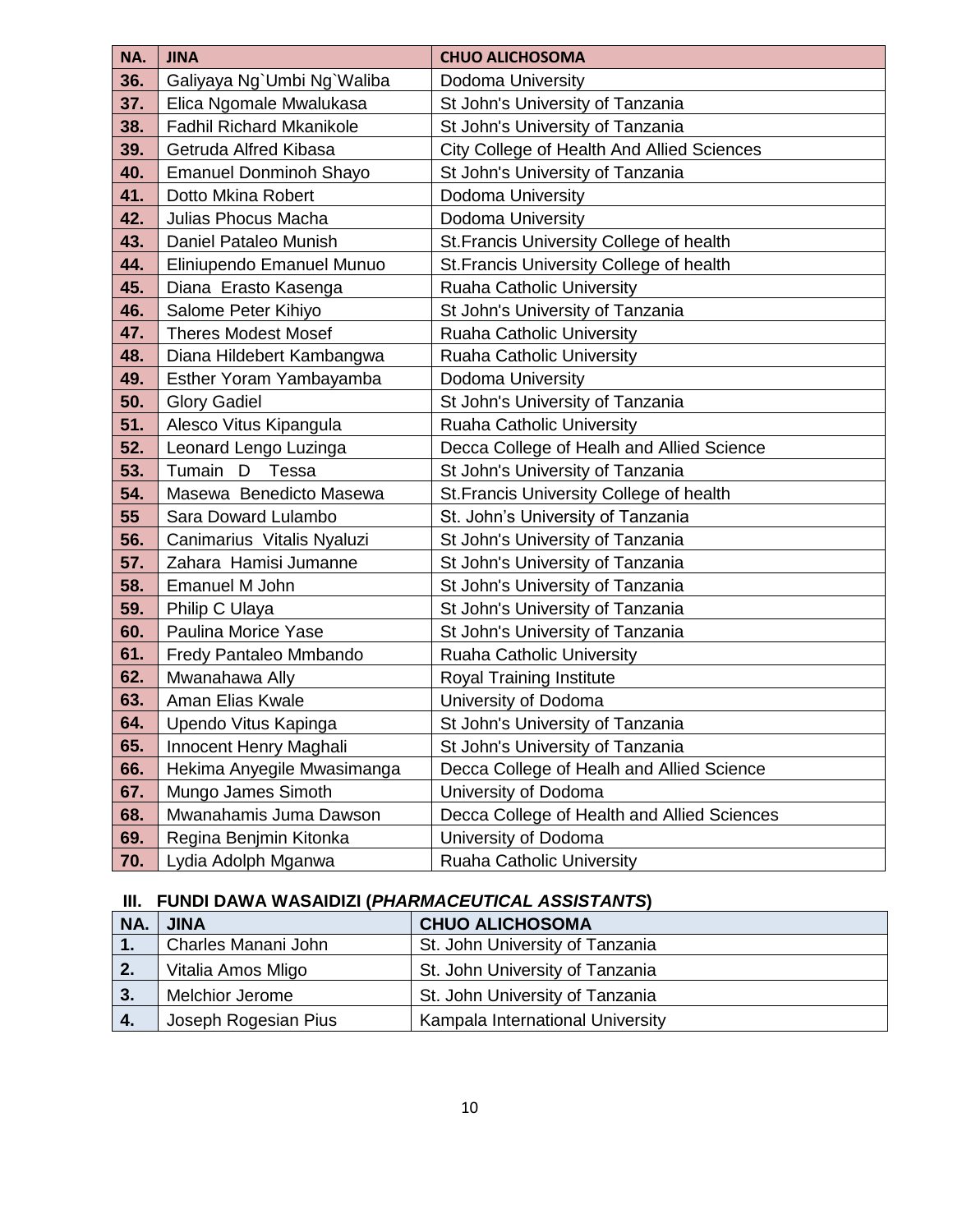| NA. | JINA | CHUO ALICHOSOMA |
|---|---|---|
| **36.** | Galiyaya Ng`Umbi Ng`Waliba | Dodoma University |
| **37.** | Elica Ngomale Mwalukasa | St John's University of Tanzania |
| **38.** | Fadhil Richard Mkanikole | St John's University of Tanzania |
| **39.** | Getruda Alfred Kibasa | City College of Health And Allied Sciences |
| **40.** | Emanuel Donminoh Shayo | St John's University of Tanzania |
| **41.** | Dotto Mkina Robert | Dodoma University |
| **42.** | Julias Phocus Macha | Dodoma University |
| **43.** | Daniel Pataleo Munish | St.Francis University College of health |
| **44.** | Eliniupendo Emanuel Munuo | St.Francis University College of health |
| **45.** | Diana Erasto Kasenga | Ruaha Catholic University |
| **46.** | Salome Peter Kihiyo | St John's University of Tanzania |
| **47.** | Theres Modest Mosef | Ruaha Catholic University |
| **48.** | Diana Hildebert Kambangwa | Ruaha Catholic University |
| **49.** | Esther Yoram Yambayamba | Dodoma University |
| **50.** | Glory Gadiel | St John's University of Tanzania |
| **51.** | Alesco Vitus Kipangula | Ruaha Catholic University |
| **52.** | Leonard Lengo Luzinga | Decca College of Healh and Allied Science |
| **53.** | Tumain D Tessa | St John's University of Tanzania |
| **54.** | Masewa Benedicto Masewa | St.Francis University College of health |
| **55** | Sara Doward Lulambo | St. John's University of Tanzania |
| **56.** | Canimarius Vitalis Nyaluzi | St John's University of Tanzania |
| **57.** | Zahara Hamisi Jumanne | St John's University of Tanzania |
| **58.** | Emanuel M John | St John's University of Tanzania |
| **59.** | Philip C Ulaya | St John's University of Tanzania |
| **60.** | Paulina Morice Yase | St John's University of Tanzania |
| **61.** | Fredy Pantaleo Mmbando | Ruaha Catholic University |
| **62.** | Mwanahawa Ally | Royal Training Institute |
| **63.** | Aman Elias Kwale | University of Dodoma |
| **64.** | Upendo Vitus Kapinga | St John's University of Tanzania |
| **65.** | Innocent Henry Maghali | St John's University of Tanzania |
| **66.** | Hekima Anyegile Mwasimanga | Decca College of Healh and Allied Science |
| **67.** | Mungo James Simoth | University of Dodoma |
| **68.** | Mwanahamis Juma Dawson | Decca College of Health and Allied Sciences |
| **69.** | Regina Benjmin Kitonka | University of Dodoma |
| **70.** | Lydia Adolph Mganwa | Ruaha Catholic University |

### III. FUNDI DAWA WASAIDIZI (*PHARMACEUTICAL ASSISTANTS*)

| NA. | JINA | CHUO ALICHOSOMA |
|---|---|---|
| **1.** | Charles Manani John | St. John University of Tanzania |
| **2.** | Vitalia Amos Mligo | St. John University of Tanzania |
| **3.** | Melchior Jerome | St. John University of Tanzania |
| **4.** | Joseph Rogesian Pius | Kampala International University |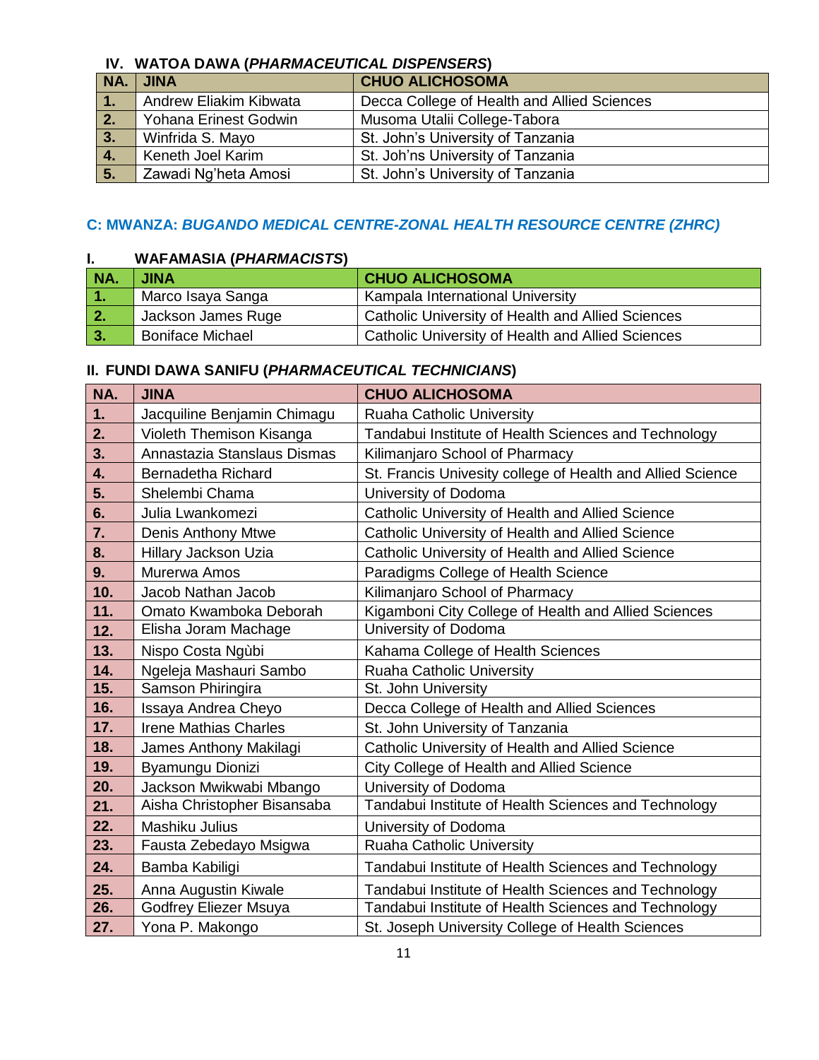### IV. WATOA DAWA (*PHARMACEUTICAL DISPENSERS*)

| NA. | JINA | CHUO ALICHOSOMA |
|---|---|---|
| 1. | Andrew Eliakim Kibwata | Decca College of Health and Allied Sciences |
| 2. | Yohana Erinest Godwin | Musoma Utalii College-Tabora |
| 3. | Winfrida S. Mayo | St. John's University of Tanzania |
| 4. | Keneth Joel Karim | St. Joh'ns University of Tanzania |
| 5. | Zawadi Ng'heta Amosi | St. John's University of Tanzania |

## C: MWANZA: *BUGANDO MEDICAL CENTRE-ZONAL HEALTH RESOURCE CENTRE (ZHRC)*

### I. WAFAMASIA (*PHARMACISTS*)

| NA. | JINA | CHUO ALICHOSOMA |
|---|---|---|
| 1. | Marco Isaya Sanga | Kampala International University |
| 2. | Jackson James Ruge | Catholic University of Health and Allied Sciences |
| 3. | Boniface Michael | Catholic University of Health and Allied Sciences |

### II. FUNDI DAWA SANIFU (*PHARMACEUTICAL TECHNICIANS*)

| NA. | JINA | CHUO ALICHOSOMA |
|---|---|---|
| 1. | Jacquiline Benjamin Chimagu | Ruaha Catholic University |
| 2. | Violeth Themison Kisanga | Tandabui Institute of Health Sciences and Technology |
| 3. | Annastazia Stanslaus Dismas | Kilimanjaro School of Pharmacy |
| 4. | Bernadetha Richard | St. Francis Univesity college of Health and Allied Science |
| 5. | Shelembi Chama | University of Dodoma |
| 6. | Julia Lwankomezi | Catholic University of Health and Allied Science |
| 7. | Denis Anthony Mtwe | Catholic University of Health and Allied Science |
| 8. | Hillary Jackson Uzia | Catholic University of Health and Allied Science |
| 9. | Murerwa Amos | Paradigms College of Health Science |
| 10. | Jacob Nathan Jacob | Kilimanjaro School of Pharmacy |
| 11. | Omato Kwamboka Deborah | Kigamboni City College of Health and Allied Sciences |
| 12. | Elisha Joram Machage | University of Dodoma |
| 13. | Nispo Costa Ngùbi | Kahama College of Health Sciences |
| 14. | Ngeleja Mashauri Sambo | Ruaha Catholic University |
| 15. | Samson Phiringira | St. John University |
| 16. | Issaya Andrea Cheyo | Decca College of Health and Allied Sciences |
| 17. | Irene Mathias Charles | St. John University of Tanzania |
| 18. | James Anthony Makilagi | Catholic University of Health and Allied Science |
| 19. | Byamungu Dionizi | City College of Health and Allied Science |
| 20. | Jackson Mwikwabi Mbango | University of Dodoma |
| 21. | Aisha Christopher Bisansaba | Tandabui Institute of Health Sciences and Technology |
| 22. | Mashiku Julius | University of Dodoma |
| 23. | Fausta Zebedayo Msigwa | Ruaha Catholic University |
| 24. | Bamba Kabiligi | Tandabui Institute of Health Sciences and Technology |
| 25. | Anna Augustin Kiwale | Tandabui Institute of Health Sciences and Technology |
| 26. | Godfrey Eliezer Msuya | Tandabui Institute of Health Sciences and Technology |
| 27. | Yona P. Makongo | St. Joseph University College of Health Sciences |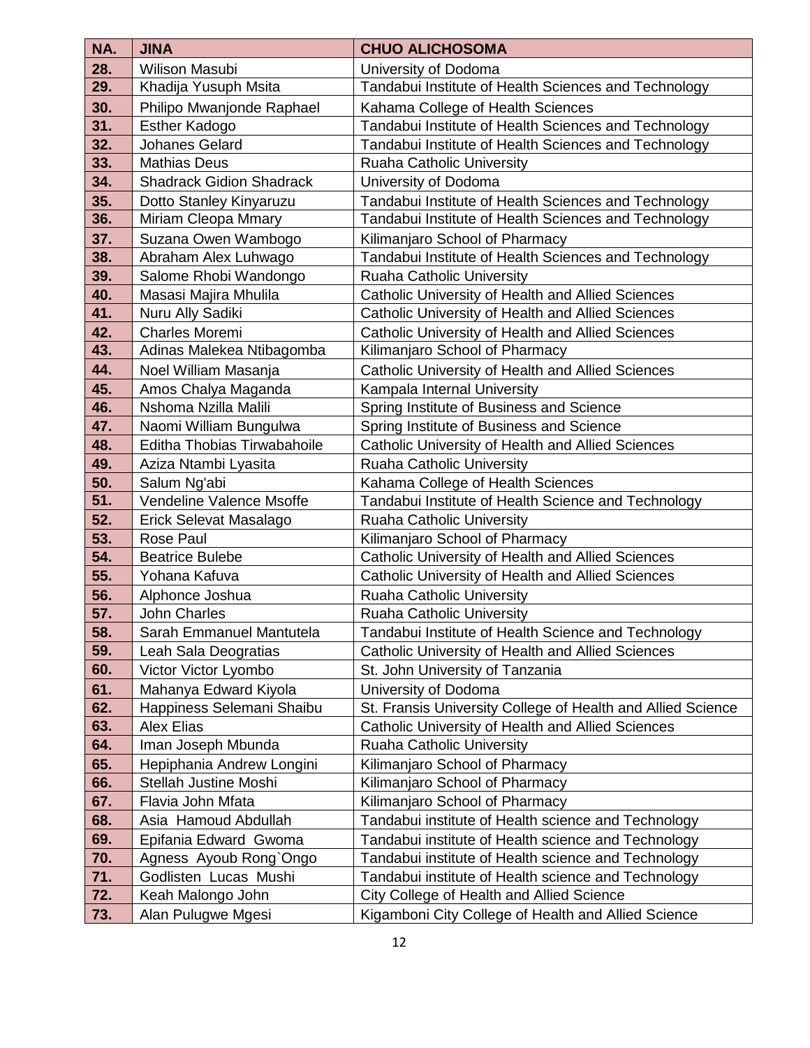| NA. | JINA | CHUO ALICHOSOMA |
|---|---|---|
| 28. | Wilison Masubi | University of Dodoma |
| 29. | Khadija Yusuph Msita | Tandabui Institute of Health Sciences and Technology |
| 30. | Philipo Mwanjonde Raphael | Kahama College of Health Sciences |
| 31. | Esther Kadogo | Tandabui Institute of Health Sciences and Technology |
| 32. | Johanes Gelard | Tandabui Institute of Health Sciences and Technology |
| 33. | Mathias Deus | Ruaha Catholic University |
| 34. | Shadrack Gidion Shadrack | University of Dodoma |
| 35. | Dotto Stanley Kinyaruzu | Tandabui Institute of Health Sciences and Technology |
| 36. | Miriam Cleopa Mmary | Tandabui Institute of Health Sciences and Technology |
| 37. | Suzana Owen Wambogo | Kilimanjaro School of Pharmacy |
| 38. | Abraham Alex Luhwago | Tandabui Institute of Health Sciences and Technology |
| 39. | Salome Rhobi Wandongo | Ruaha Catholic University |
| 40. | Masasi Majira Mhulila | Catholic University of Health and Allied Sciences |
| 41. | Nuru Ally Sadiki | Catholic University of Health and Allied Sciences |
| 42. | Charles Moremi | Catholic University of Health and Allied Sciences |
| 43. | Adinas Malekea Ntibagomba | Kilimanjaro School of Pharmacy |
| 44. | Noel William Masanja | Catholic University of Health and Allied Sciences |
| 45. | Amos Chalya Maganda | Kampala Internal University |
| 46. | Nshoma Nzilla Malili | Spring Institute of Business and Science |
| 47. | Naomi William Bungulwa | Spring Institute of Business and Science |
| 48. | Editha Thobias Tirwabahoile | Catholic University of Health and Allied Sciences |
| 49. | Aziza Ntambi Lyasita | Ruaha Catholic University |
| 50. | Salum Ng'abi | Kahama College of Health Sciences |
| 51. | Vendeline Valence Msoffe | Tandabui Institute of Health Science and Technology |
| 52. | Erick Selevat Masalago | Ruaha Catholic University |
| 53. | Rose Paul | Kilimanjaro School of Pharmacy |
| 54. | Beatrice Bulebe | Catholic University of Health and Allied Sciences |
| 55. | Yohana Kafuva | Catholic University of Health and Allied Sciences |
| 56. | Alphonce Joshua | Ruaha Catholic University |
| 57. | John Charles | Ruaha Catholic University |
| 58. | Sarah Emmanuel Mantutela | Tandabui Institute of Health Science and Technology |
| 59. | Leah Sala Deogratias | Catholic University of Health and Allied Sciences |
| 60. | Victor Victor Lyombo | St. John University of Tanzania |
| 61. | Mahanya Edward Kiyola | University of Dodoma |
| 62. | Happiness Selemani Shaibu | St. Fransis University College of Health and Allied Science |
| 63. | Alex Elias | Catholic University of Health and Allied Sciences |
| 64. | Iman Joseph Mbunda | Ruaha Catholic University |
| 65. | Hepiphania Andrew Longini | Kilimanjaro School of Pharmacy |
| 66. | Stellah Justine Moshi | Kilimanjaro School of Pharmacy |
| 67. | Flavia John Mfata | Kilimanjaro School of Pharmacy |
| 68. | Asia Hamoud Abdullah | Tandabui institute of Health science and Technology |
| 69. | Epifania Edward Gwoma | Tandabui institute of Health science and Technology |
| 70. | Agness Ayoub Rong`Ongo | Tandabui institute of Health science and Technology |
| 71. | Godlisten Lucas Mushi | Tandabui institute of Health science and Technology |
| 72. | Keah Malongo John | City College of Health and Allied Science |
| 73. | Alan Pulugwe Mgesi | Kigamboni City College of Health and Allied Science |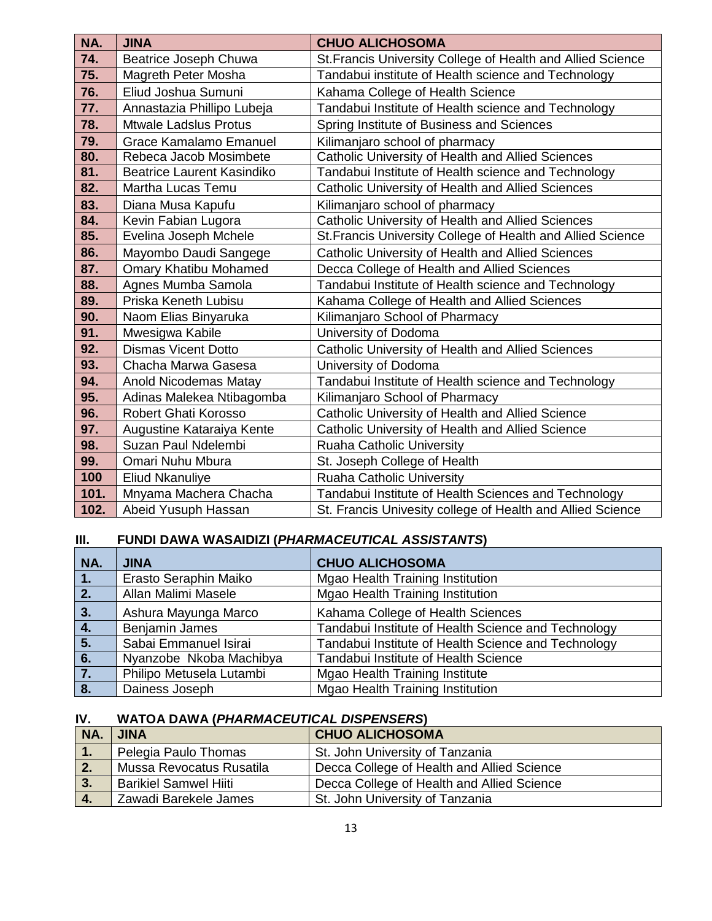| NA. | JINA | CHUO ALICHOSOMA |
|---|---|---|
| 74. | Beatrice Joseph Chuwa | St.Francis University College of Health and Allied Science |
| 75. | Magreth Peter Mosha | Tandabui institute of Health science and Technology |
| 76. | Eliud Joshua Sumuni | Kahama College of Health Science |
| 77. | Annastazia Phillipo Lubeja | Tandabui Institute of Health science and Technology |
| 78. | Mtwale Ladslus Protus | Spring Institute of Business and Sciences |
| 79. | Grace Kamalamo Emanuel | Kilimanjaro school of pharmacy |
| 80. | Rebeca Jacob Mosimbete | Catholic University of Health and Allied Sciences |
| 81. | Beatrice Laurent Kasindiko | Tandabui Institute of Health science and Technology |
| 82. | Martha Lucas Temu | Catholic University of Health and Allied Sciences |
| 83. | Diana Musa Kapufu | Kilimanjaro school of pharmacy |
| 84. | Kevin Fabian Lugora | Catholic University of Health and Allied Sciences |
| 85. | Evelina Joseph Mchele | St.Francis University College of Health and Allied Science |
| 86. | Mayombo Daudi Sangege | Catholic University of Health and Allied Sciences |
| 87. | Omary Khatibu Mohamed | Decca College of Health and Allied Sciences |
| 88. | Agnes Mumba Samola | Tandabui Institute of Health science and Technology |
| 89. | Priska Keneth Lubisu | Kahama College of Health and Allied Sciences |
| 90. | Naom Elias Binyaruka | Kilimanjaro School of Pharmacy |
| 91. | Mwesigwa Kabile | University of Dodoma |
| 92. | Dismas Vicent Dotto | Catholic University of Health and Allied Sciences |
| 93. | Chacha Marwa Gasesa | University of Dodoma |
| 94. | Anold Nicodemas Matay | Tandabui Institute of Health science and Technology |
| 95. | Adinas Malekea Ntibagomba | Kilimanjaro School of Pharmacy |
| 96. | Robert Ghati Korosso | Catholic University of Health and Allied Science |
| 97. | Augustine Kataraiya Kente | Catholic University of Health and Allied Science |
| 98. | Suzan Paul Ndelembi | Ruaha Catholic University |
| 99. | Omari Nuhu Mbura | St. Joseph College of Health |
| 100 | Eliud Nkanuliye | Ruaha Catholic University |
| 101. | Mnyama Machera Chacha | Tandabui Institute of Health Sciences and Technology |
| 102. | Abeid Yusuph Hassan | St. Francis Univesity college of Health and Allied Science |

## III. FUNDI DAWA WASAIDIZI (*PHARMACEUTICAL ASSISTANTS*)

| NA. | JINA | CHUO ALICHOSOMA |
|---|---|---|
| 1. | Erasto Seraphin Maiko | Mgao Health Training Institution |
| 2. | Allan Malimi Masele | Mgao Health Training Institution |
| 3. | Ashura Mayunga Marco | Kahama College of Health Sciences |
| 4. | Benjamin James | Tandabui Institute of Health Science and Technology |
| 5. | Sabai Emmanuel Isirai | Tandabui Institute of Health Science and Technology |
| 6. | Nyanzobe Nkoba Machibya | Tandabui Institute of Health Science |
| 7. | Philipo Metusela Lutambi | Mgao Health Training Institute |
| 8. | Dainess Joseph | Mgao Health Training Institution |

## IV. WATOA DAWA (*PHARMACEUTICAL DISPENSERS*)

| NA. | JINA | CHUO ALICHOSOMA |
|---|---|---|
| 1. | Pelegia Paulo Thomas | St. John University of Tanzania |
| 2. | Mussa Revocatus Rusatila | Decca College of Health and Allied Science |
| 3. | Barikiel Samwel Hiiti | Decca College of Health and Allied Science |
| 4. | Zawadi Barekele James | St. John University of Tanzania |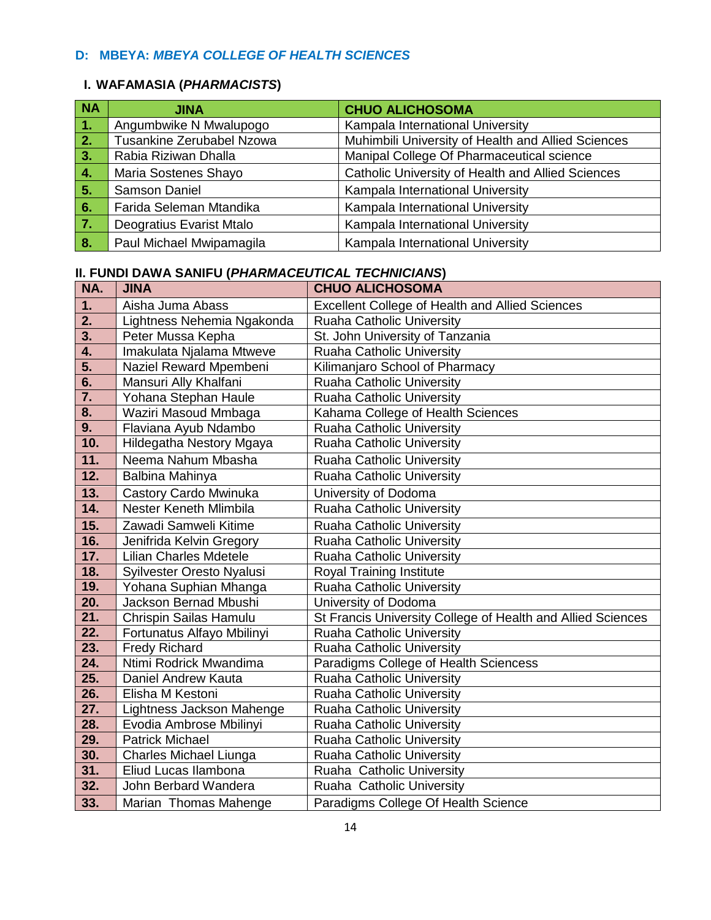## D: MBEYA: *MBEYA COLLEGE OF HEALTH SCIENCES*

### I. WAFAMASIA (*PHARMACISTS*)

| NA | JINA | CHUO ALICHOSOMA |
|---|---|---|
| 1. | Angumbwike N Mwalupogo | Kampala International University |
| 2. | Tusankine Zerubabel Nzowa | Muhimbili University of Health and Allied Sciences |
| 3. | Rabia Riziwan Dhalla | Manipal College Of Pharmaceutical science |
| 4. | Maria Sostenes Shayo | Catholic University of Health and Allied Sciences |
| 5. | Samson Daniel | Kampala International University |
| 6. | Farida Seleman Mtandika | Kampala International University |
| 7. | Deogratius Evarist Mtalo | Kampala International University |
| 8. | Paul Michael Mwipamagila | Kampala International University |

### II. FUNDI DAWA SANIFU (*PHARMACEUTICAL TECHNICIANS*)

| NA. | JINA | CHUO ALICHOSOMA |
|---|---|---|
| 1. | Aisha Juma Abass | Excellent College of Health and Allied Sciences |
| 2. | Lightness Nehemia Ngakonda | Ruaha Catholic University |
| 3. | Peter Mussa Kepha | St. John University of Tanzania |
| 4. | Imakulata Njalama Mtweve | Ruaha Catholic University |
| 5. | Naziel Reward Mpembeni | Kilimanjaro School of Pharmacy |
| 6. | Mansuri Ally Khalfani | Ruaha Catholic University |
| 7. | Yohana Stephan Haule | Ruaha Catholic University |
| 8. | Waziri Masoud Mmbaga | Kahama College of Health Sciences |
| 9. | Flaviana Ayub Ndambo | Ruaha Catholic University |
| 10. | Hildegatha Nestory Mgaya | Ruaha Catholic University |
| 11. | Neema Nahum Mbasha | Ruaha Catholic University |
| 12. | Balbina Mahinya | Ruaha Catholic University |
| 13. | Castory Cardo Mwinuka | University of Dodoma |
| 14. | Nester Keneth Mlimbila | Ruaha Catholic University |
| 15. | Zawadi Samweli Kitime | Ruaha Catholic University |
| 16. | Jenifrida Kelvin Gregory | Ruaha Catholic University |
| 17. | Lilian Charles Mdetele | Ruaha Catholic University |
| 18. | Syilvester Oresto Nyalusi | Royal Training Institute |
| 19. | Yohana Suphian Mhanga | Ruaha Catholic University |
| 20. | Jackson Bernad Mbushi | University of Dodoma |
| 21. | Chrispin Sailas Hamulu | St Francis University College of Health and Allied Sciences |
| 22. | Fortunatus Alfayo Mbilinyi | Ruaha Catholic University |
| 23. | Fredy Richard | Ruaha Catholic University |
| 24. | Ntimi Rodrick Mwandima | Paradigms College of Health Sciencess |
| 25. | Daniel Andrew Kauta | Ruaha Catholic University |
| 26. | Elisha M Kestoni | Ruaha Catholic University |
| 27. | Lightness Jackson Mahenge | Ruaha Catholic University |
| 28. | Evodia Ambrose Mbilinyi | Ruaha Catholic University |
| 29. | Patrick Michael | Ruaha Catholic University |
| 30. | Charles Michael Liunga | Ruaha Catholic University |
| 31. | Eliud Lucas Ilambona | Ruaha Catholic University |
| 32. | John Berbard Wandera | Ruaha Catholic University |
| 33. | Marian Thomas Mahenge | Paradigms College Of Health Science |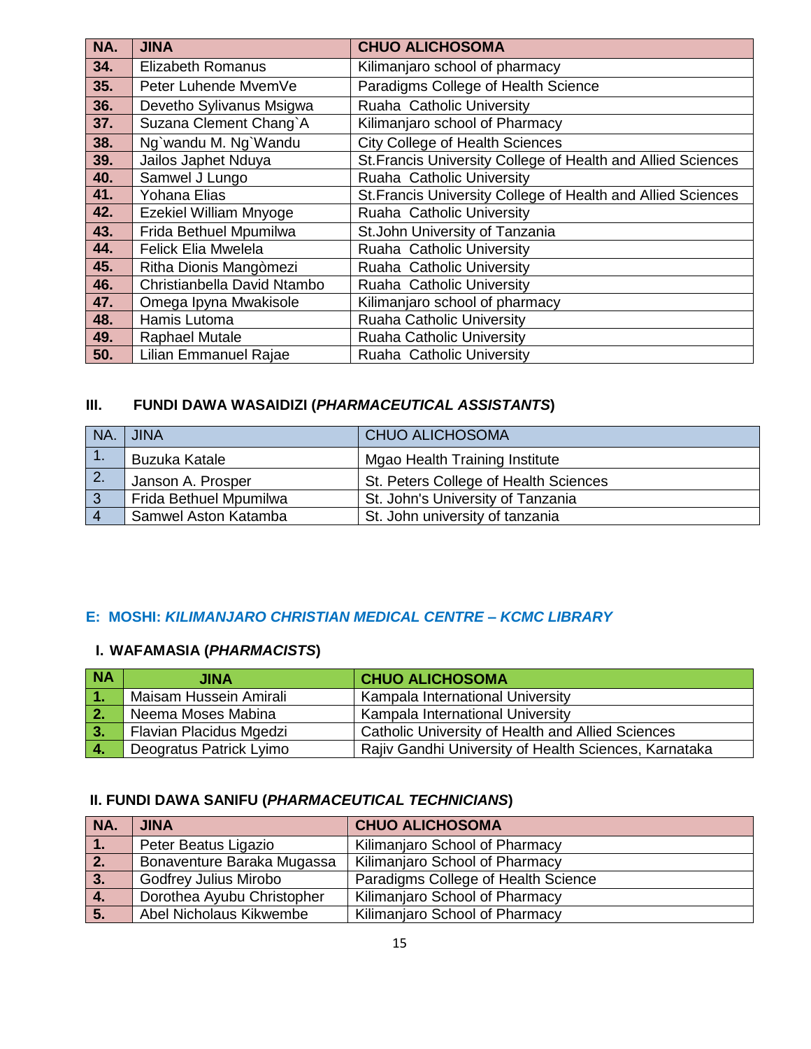| NA. | JINA | CHUO ALICHOSOMA |
|---|---|---|
| 34. | Elizabeth Romanus | Kilimanjaro school of pharmacy |
| 35. | Peter Luhende MvemVe | Paradigms College of Health Science |
| 36. | Devetho Sylivanus Msigwa | Ruaha Catholic University |
| 37. | Suzana Clement Chang`A | Kilimanjaro school of Pharmacy |
| 38. | Ng`wandu M. Ng`Wandu | City College of Health Sciences |
| 39. | Jailos Japhet Nduya | St.Francis University College of Health and Allied Sciences |
| 40. | Samwel J Lungo | Ruaha Catholic University |
| 41. | Yohana Elias | St.Francis University College of Health and Allied Sciences |
| 42. | Ezekiel William Mnyoge | Ruaha Catholic University |
| 43. | Frida Bethuel Mpumilwa | St.John University of Tanzania |
| 44. | Felick Elia Mwelela | Ruaha Catholic University |
| 45. | Ritha Dionis Mangòmezi | Ruaha Catholic University |
| 46. | Christianbella David Ntambo | Ruaha Catholic University |
| 47. | Omega Ipyna Mwakisole | Kilimanjaro school of pharmacy |
| 48. | Hamis Lutoma | Ruaha Catholic University |
| 49. | Raphael Mutale | Ruaha Catholic University |
| 50. | Lilian Emmanuel Rajae | Ruaha Catholic University |

### III. FUNDI DAWA WASAIDIZI (*PHARMACEUTICAL ASSISTANTS*)

| NA. | JINA | CHUO ALICHOSOMA |
|---|---|---|
| 1. | Buzuka Katale | Mgao Health Training Institute |
| 2. | Janson A. Prosper | St. Peters College of Health Sciences |
| 3 | Frida Bethuel Mpumilwa | St. John's University of Tanzania |
| 4 | Samwel Aston Katamba | St. John university of tanzania |

## E: MOSHI: *KILIMANJARO CHRISTIAN MEDICAL CENTRE – KCMC LIBRARY*

### I. WAFAMASIA (*PHARMACISTS*)

| NA | JINA | CHUO ALICHOSOMA |
|---|---|---|
| 1. | Maisam Hussein Amirali | Kampala International University |
| 2. | Neema Moses Mabina | Kampala International University |
| 3. | Flavian Placidus Mgedzi | Catholic University of Health and Allied Sciences |
| 4. | Deogratus Patrick Lyimo | Rajiv Gandhi University of Health Sciences, Karnataka |

### II. FUNDI DAWA SANIFU (*PHARMACEUTICAL TECHNICIANS*)

| NA. | JINA | CHUO ALICHOSOMA |
|---|---|---|
| 1. | Peter Beatus Ligazio | Kilimanjaro School of Pharmacy |
| 2. | Bonaventure Baraka Mugassa | Kilimanjaro School of Pharmacy |
| 3. | Godfrey Julius Mirobo | Paradigms College of Health Science |
| 4. | Dorothea Ayubu Christopher | Kilimanjaro School of Pharmacy |
| 5. | Abel Nicholaus Kikwembe | Kilimanjaro School of Pharmacy |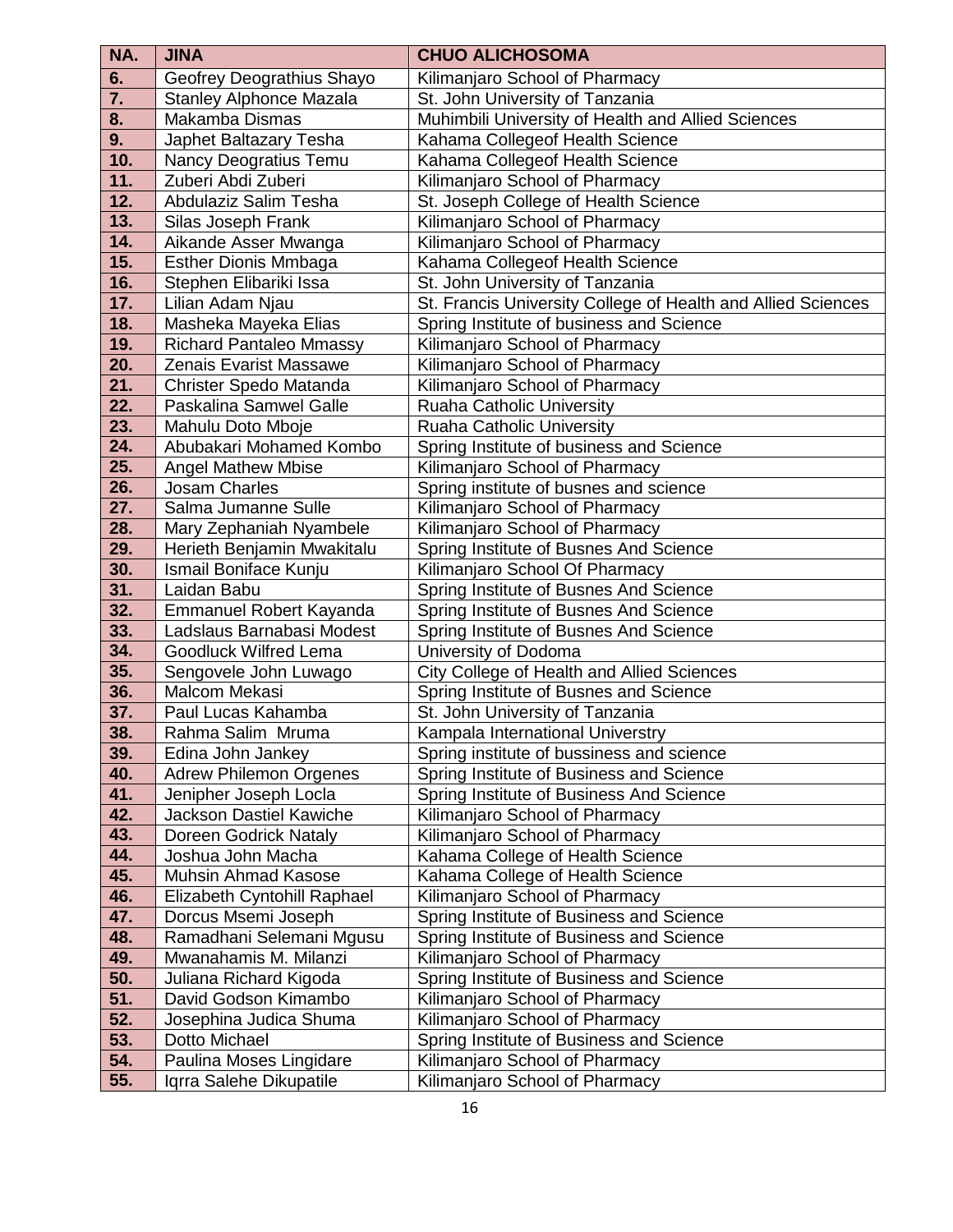| NA. | JINA | CHUO ALICHOSOMA |
|---|---|---|
| 6. | Geofrey Deograthius Shayo | Kilimanjaro School of Pharmacy |
| 7. | Stanley Alphonce Mazala | St. John University of Tanzania |
| 8. | Makamba Dismas | Muhimbili University of Health and Allied Sciences |
| 9. | Japhet Baltazary Tesha | Kahama Collegeof Health Science |
| 10. | Nancy Deogratius Temu | Kahama Collegeof Health Science |
| 11. | Zuberi Abdi Zuberi | Kilimanjaro School of Pharmacy |
| 12. | Abdulaziz Salim Tesha | St. Joseph College of Health Science |
| 13. | Silas Joseph Frank | Kilimanjaro School of Pharmacy |
| 14. | Aikande Asser Mwanga | Kilimanjaro School of Pharmacy |
| 15. | Esther Dionis Mmbaga | Kahama Collegeof Health Science |
| 16. | Stephen Elibariki Issa | St. John University of Tanzania |
| 17. | Lilian Adam Njau | St. Francis University College of Health and Allied Sciences |
| 18. | Masheka Mayeka Elias | Spring Institute of business and Science |
| 19. | Richard Pantaleo Mmassy | Kilimanjaro School of Pharmacy |
| 20. | Zenais Evarist Massawe | Kilimanjaro School of Pharmacy |
| 21. | Christer Spedo Matanda | Kilimanjaro School of Pharmacy |
| 22. | Paskalina Samwel Galle | Ruaha Catholic University |
| 23. | Mahulu Doto Mboje | Ruaha Catholic University |
| 24. | Abubakari Mohamed Kombo | Spring Institute of business and Science |
| 25. | Angel Mathew Mbise | Kilimanjaro School of Pharmacy |
| 26. | Josam Charles | Spring institute of busnes and science |
| 27. | Salma Jumanne Sulle | Kilimanjaro School of Pharmacy |
| 28. | Mary Zephaniah Nyambele | Kilimanjaro School of Pharmacy |
| 29. | Herieth Benjamin Mwakitalu | Spring Institute of Busnes And Science |
| 30. | Ismail Boniface Kunju | Kilimanjaro School Of Pharmacy |
| 31. | Laidan Babu | Spring Institute of Busnes And Science |
| 32. | Emmanuel Robert Kayanda | Spring Institute of Busnes And Science |
| 33. | Ladslaus Barnabasi Modest | Spring Institute of Busnes And Science |
| 34. | Goodluck Wilfred Lema | University of Dodoma |
| 35. | Sengovele John Luwago | City College of Health and Allied Sciences |
| 36. | Malcom Mekasi | Spring Institute of Busnes and Science |
| 37. | Paul Lucas Kahamba | St. John University of Tanzania |
| 38. | Rahma Salim Mruma | Kampala International Universtry |
| 39. | Edina John Jankey | Spring institute of bussiness and science |
| 40. | Adrew Philemon Orgenes | Spring Institute of Business and Science |
| 41. | Jenipher Joseph Locla | Spring Institute of Business And Science |
| 42. | Jackson Dastiel Kawiche | Kilimanjaro School of Pharmacy |
| 43. | Doreen Godrick Nataly | Kilimanjaro School of Pharmacy |
| 44. | Joshua John Macha | Kahama College of Health Science |
| 45. | Muhsin Ahmad Kasose | Kahama College of Health Science |
| 46. | Elizabeth Cyntohill Raphael | Kilimanjaro School of Pharmacy |
| 47. | Dorcus Msemi Joseph | Spring Institute of Business and Science |
| 48. | Ramadhani Selemani Mgusu | Spring Institute of Business and Science |
| 49. | Mwanahamis M. Milanzi | Kilimanjaro School of Pharmacy |
| 50. | Juliana Richard Kigoda | Spring Institute of Business and Science |
| 51. | David Godson Kimambo | Kilimanjaro School of Pharmacy |
| 52. | Josephina Judica Shuma | Kilimanjaro School of Pharmacy |
| 53. | Dotto Michael | Spring Institute of Business and Science |
| 54. | Paulina Moses Lingidare | Kilimanjaro School of Pharmacy |
| 55. | Iqrra Salehe Dikupatile | Kilimanjaro School of Pharmacy |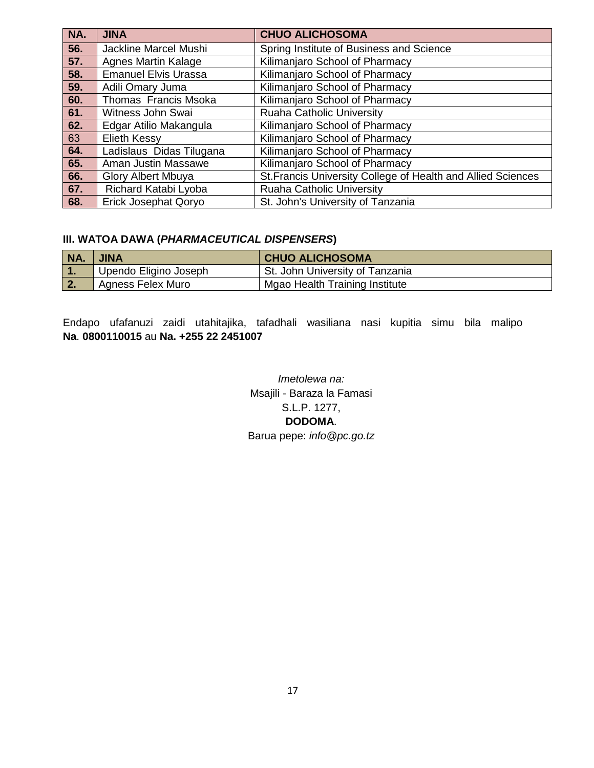| NA. | JINA | CHUO ALICHOSOMA |
|---|---|---|
| **56.** | Jackline Marcel Mushi | Spring Institute of Business and Science |
| **57.** | Agnes Martin Kalage | Kilimanjaro School of Pharmacy |
| **58.** | Emanuel Elvis Urassa | Kilimanjaro School of Pharmacy |
| **59.** | Adili Omary Juma | Kilimanjaro School of Pharmacy |
| **60.** | Thomas Francis Msoka | Kilimanjaro School of Pharmacy |
| **61.** | Witness John Swai | Ruaha Catholic University |
| **62.** | Edgar Atilio Makangula | Kilimanjaro School of Pharmacy |
| 63 | Elieth Kessy | Kilimanjaro School of Pharmacy |
| **64.** | Ladislaus Didas Tilugana | Kilimanjaro School of Pharmacy |
| **65.** | Aman Justin Massawe | Kilimanjaro School of Pharmacy |
| **66.** | Glory Albert Mbuya | St.Francis University College of Health and Allied Sciences |
| **67.** | Richard Katabi Lyoba | Ruaha Catholic University |
| **68.** | Erick Josephat Qoryo | St. John's University of Tanzania |

### III. WATOA DAWA (*PHARMACEUTICAL DISPENSERS*)

| NA. | JINA | CHUO ALICHOSOMA |
|---|---|---|
| **1.** | Upendo Eligino Joseph | St. John University of Tanzania |
| **2.** | Agness Felex Muro | Mgao Health Training Institute |

Endapo ufafanuzi zaidi utahitajika, tafadhali wasiliana nasi kupitia simu bila malipo **Na**. **0800110015** au **Na. +255 22 2451007**

*Imetolewa na:*
Msajili - Baraza la Famasi
S.L.P. 1277,
**DODOMA**.
Barua pepe: *info@pc.go.tz*